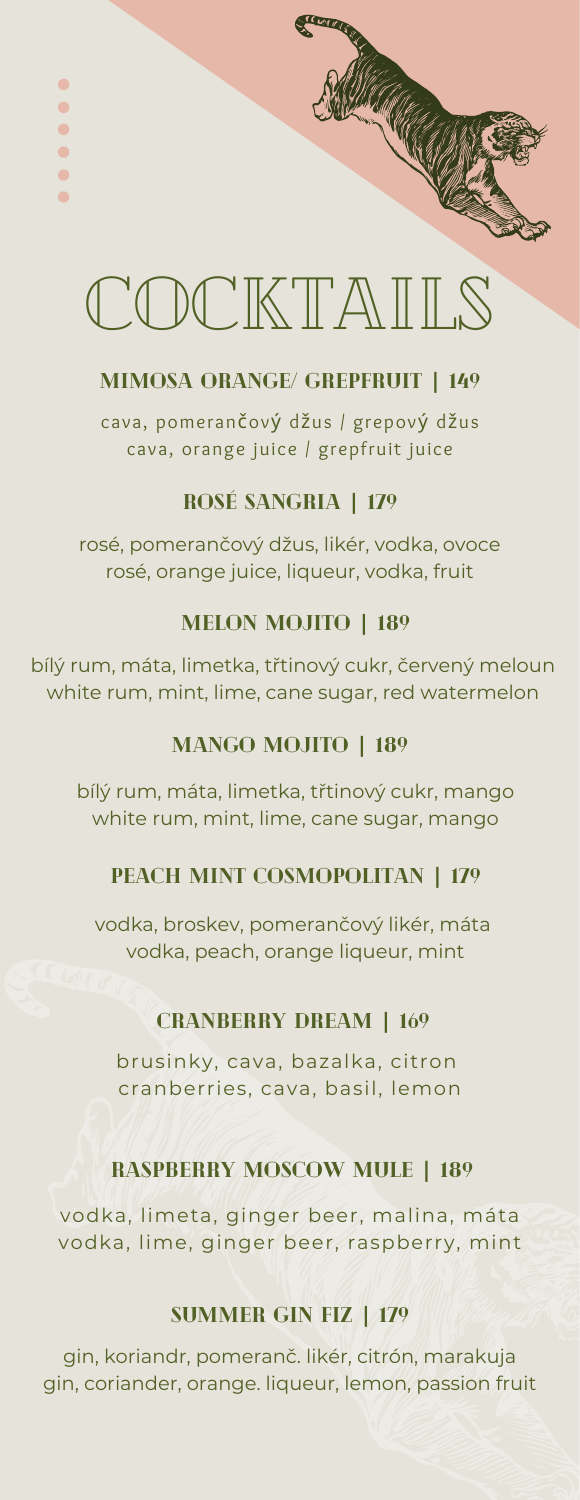# COCKTAILS

## MIMOSA ORANGE/ GREPFRUIT | 149

cava, pomerančový džus / grepový džus
cava, orange juice / grepfruit juice

## ROSÉ SANGRIA | 179

rosé, pomerančový džus, likér, vodka, ovoce
rosé, orange juice, liqueur, vodka, fruit

## MELON MOJITO | 189

bílý rum, máta, limetka, třtinový cukr, červený meloun
white rum, mint, lime, cane sugar, red watermelon

## MANGO MOJITO | 189

bílý rum, máta, limetka, třtinový cukr, mango
white rum, mint, lime, cane sugar, mango

## PEACH MINT COSMOPOLITAN | 179

vodka, broskev, pomerančový likér, máta
vodka, peach, orange liqueur, mint

## CRANBERRY DREAM | 169

brusinky, cava, bazalka, citron
cranberries, cava, basil, lemon

## RASPBERRY MOSCOW MULE | 189

vodka, limeta, ginger beer, malina, máta
vodka, lime, ginger beer, raspberry, mint

## SUMMER GIN FIZ | 179

gin, koriandr, pomeranč. likér, citrón, marakuja
gin, coriander, orange. liqueur, lemon, passion fruit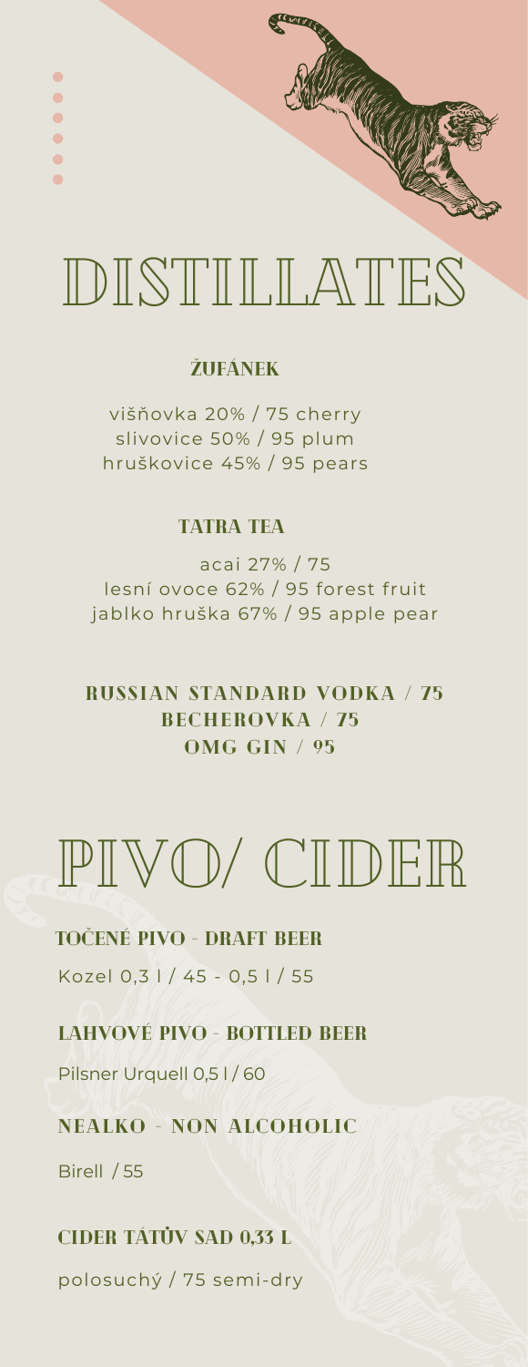# DISTILLATES

### ŽUFÁNEK

višňovka 20% / 75 cherry
slivovice 50% / 95 plum
hruškovice 45% / 95 pears

### TATRA TEA

acai 27% / 75
lesní ovoce 62% / 95 forest fruit
jablko hruška 67% / 95 apple pear

**RUSSIAN STANDARD VODKA / 75**
**BECHEROVKA / 75**
**OMG GIN / 95**

# PIVO/ CIDER

### TOČENÉ PIVO - DRAFT BEER

Kozel 0,3 l / 45 - 0,5 l / 55

### LAHVOVÉ PIVO - BOTTLED BEER

Pilsner Urquell 0,5 l / 60

### NEALKO - NON ALCOHOLIC

Birell / 55

### CIDER TÁTŮV SAD 0,33 L

polosuchý / 75 semi-dry